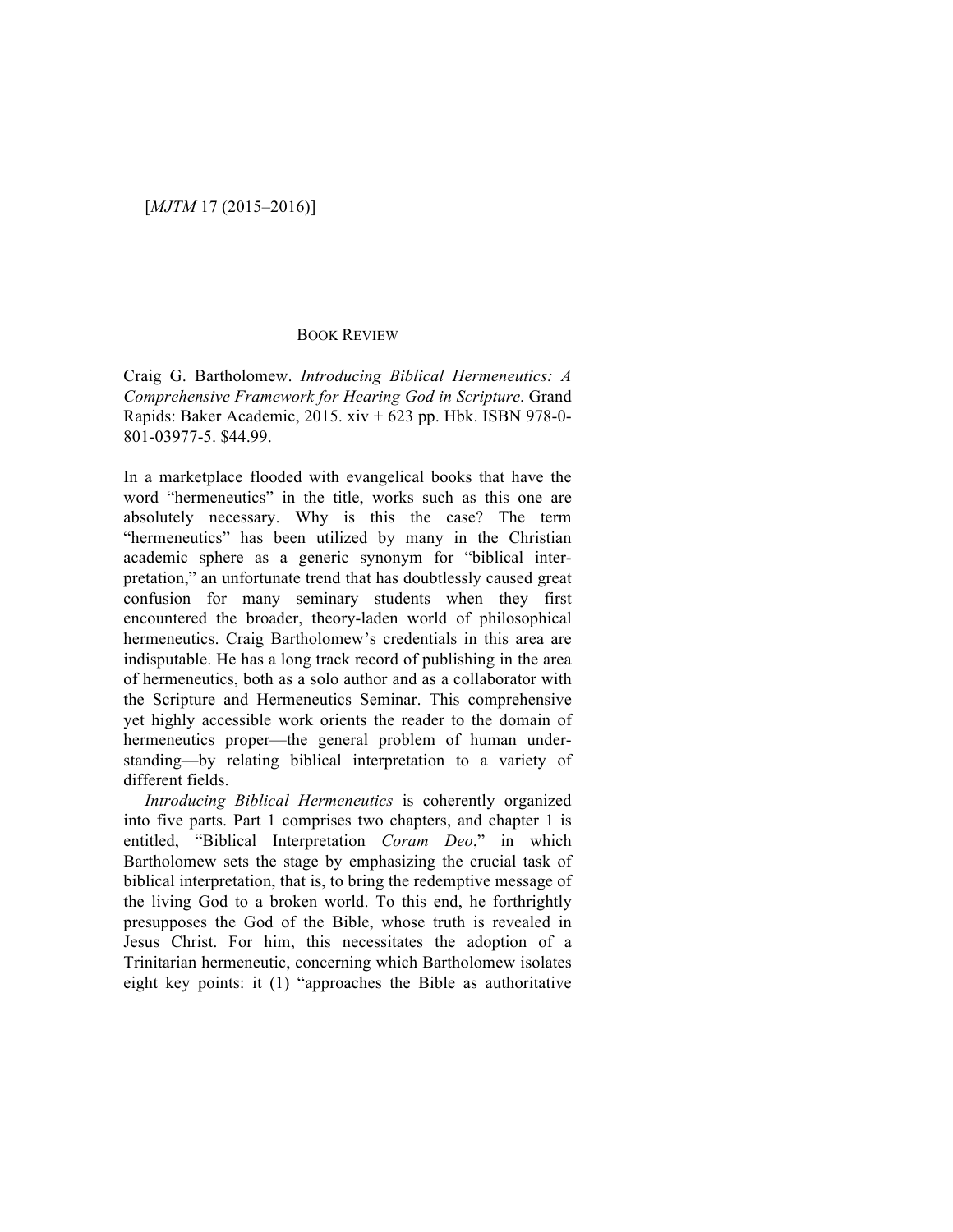[*MJTM* 17 (2015–2016)]

BOOK REVIEW

Craig G. Bartholomew. *Introducing Biblical Hermeneutics: A Comprehensive Framework for Hearing God in Scripture*. Grand Rapids: Baker Academic, 2015. xiv + 623 pp. Hbk. ISBN 978-0-801-03977-5. $44.99.

In a marketplace flooded with evangelical books that have the word "hermeneutics" in the title, works such as this one are absolutely necessary. Why is this the case? The term "hermeneutics" has been utilized by many in the Christian academic sphere as a generic synonym for "biblical interpretation," an unfortunate trend that has doubtlessly caused great confusion for many seminary students when they first encountered the broader, theory-laden world of philosophical hermeneutics. Craig Bartholomew's credentials in this area are indisputable. He has a long track record of publishing in the area of hermeneutics, both as a solo author and as a collaborator with the Scripture and Hermeneutics Seminar. This comprehensive yet highly accessible work orients the reader to the domain of hermeneutics proper—the general problem of human understanding—by relating biblical interpretation to a variety of different fields.

*Introducing Biblical Hermeneutics* is coherently organized into five parts. Part 1 comprises two chapters, and chapter 1 is entitled, "Biblical Interpretation *Coram Deo*," in which Bartholomew sets the stage by emphasizing the crucial task of biblical interpretation, that is, to bring the redemptive message of the living God to a broken world. To this end, he forthrightly presupposes the God of the Bible, whose truth is revealed in Jesus Christ. For him, this necessitates the adoption of a Trinitarian hermeneutic, concerning which Bartholomew isolates eight key points: it (1) "approaches the Bible as authoritative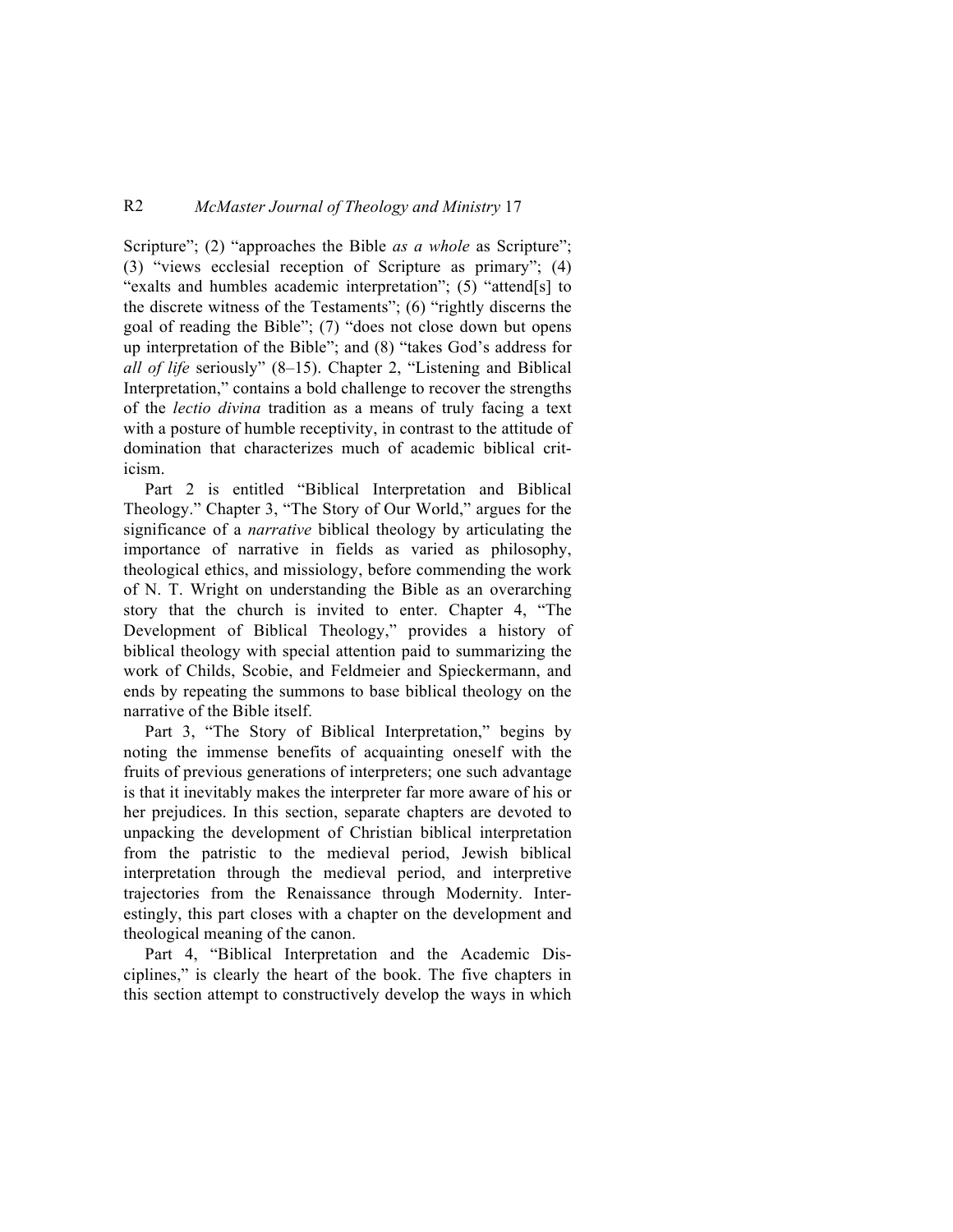Scripture"; (2) "approaches the Bible *as a whole* as Scripture"; (3) "views ecclesial reception of Scripture as primary"; (4) "exalts and humbles academic interpretation"; (5) "attend[s] to the discrete witness of the Testaments"; (6) "rightly discerns the goal of reading the Bible"; (7) "does not close down but opens up interpretation of the Bible"; and (8) "takes God's address for *all of life* seriously" (8–15). Chapter 2, "Listening and Biblical Interpretation," contains a bold challenge to recover the strengths of the *lectio divina* tradition as a means of truly facing a text with a posture of humble receptivity, in contrast to the attitude of domination that characterizes much of academic biblical criticism.

Part 2 is entitled "Biblical Interpretation and Biblical Theology." Chapter 3, "The Story of Our World," argues for the significance of a *narrative* biblical theology by articulating the importance of narrative in fields as varied as philosophy, theological ethics, and missiology, before commending the work of N. T. Wright on understanding the Bible as an overarching story that the church is invited to enter. Chapter 4, "The Development of Biblical Theology," provides a history of biblical theology with special attention paid to summarizing the work of Childs, Scobie, and Feldmeier and Spieckermann, and ends by repeating the summons to base biblical theology on the narrative of the Bible itself.

Part 3, "The Story of Biblical Interpretation," begins by noting the immense benefits of acquainting oneself with the fruits of previous generations of interpreters; one such advantage is that it inevitably makes the interpreter far more aware of his or her prejudices. In this section, separate chapters are devoted to unpacking the development of Christian biblical interpretation from the patristic to the medieval period, Jewish biblical interpretation through the medieval period, and interpretive trajectories from the Renaissance through Modernity. Interestingly, this part closes with a chapter on the development and theological meaning of the canon.

Part 4, "Biblical Interpretation and the Academic Disciplines," is clearly the heart of the book. The five chapters in this section attempt to constructively develop the ways in which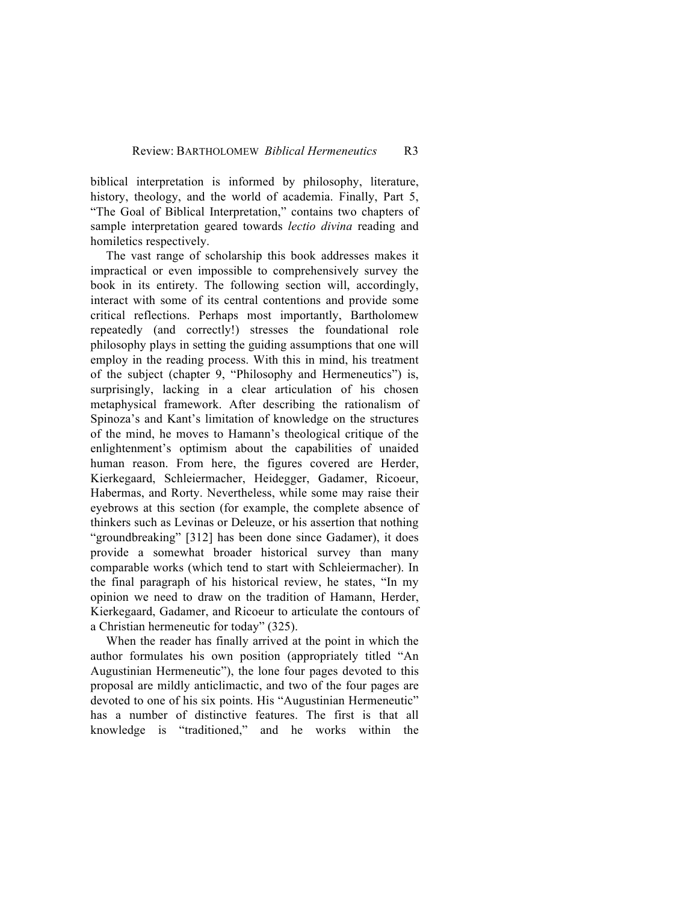biblical interpretation is informed by philosophy, literature, history, theology, and the world of academia. Finally, Part 5, "The Goal of Biblical Interpretation," contains two chapters of sample interpretation geared towards *lectio divina* reading and homiletics respectively.

The vast range of scholarship this book addresses makes it impractical or even impossible to comprehensively survey the book in its entirety. The following section will, accordingly, interact with some of its central contentions and provide some critical reflections. Perhaps most importantly, Bartholomew repeatedly (and correctly!) stresses the foundational role philosophy plays in setting the guiding assumptions that one will employ in the reading process. With this in mind, his treatment of the subject (chapter 9, "Philosophy and Hermeneutics") is, surprisingly, lacking in a clear articulation of his chosen metaphysical framework. After describing the rationalism of Spinoza's and Kant's limitation of knowledge on the structures of the mind, he moves to Hamann's theological critique of the enlightenment's optimism about the capabilities of unaided human reason. From here, the figures covered are Herder, Kierkegaard, Schleiermacher, Heidegger, Gadamer, Ricoeur, Habermas, and Rorty. Nevertheless, while some may raise their eyebrows at this section (for example, the complete absence of thinkers such as Levinas or Deleuze, or his assertion that nothing "groundbreaking" [312] has been done since Gadamer), it does provide a somewhat broader historical survey than many comparable works (which tend to start with Schleiermacher). In the final paragraph of his historical review, he states, "In my opinion we need to draw on the tradition of Hamann, Herder, Kierkegaard, Gadamer, and Ricoeur to articulate the contours of a Christian hermeneutic for today" (325).

When the reader has finally arrived at the point in which the author formulates his own position (appropriately titled "An Augustinian Hermeneutic"), the lone four pages devoted to this proposal are mildly anticlimactic, and two of the four pages are devoted to one of his six points. His "Augustinian Hermeneutic" has a number of distinctive features. The first is that all knowledge is "traditioned," and he works within the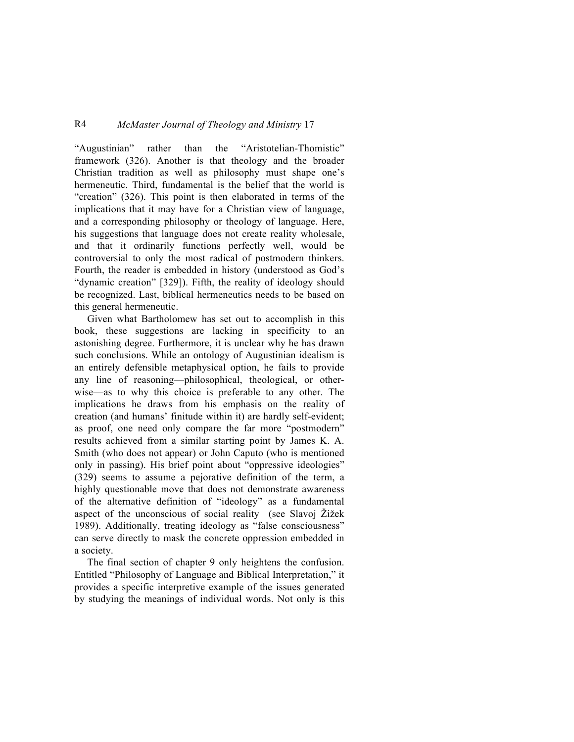"Augustinian" rather than the "Aristotelian-Thomistic" framework (326). Another is that theology and the broader Christian tradition as well as philosophy must shape one's hermeneutic. Third, fundamental is the belief that the world is "creation" (326). This point is then elaborated in terms of the implications that it may have for a Christian view of language, and a corresponding philosophy or theology of language. Here, his suggestions that language does not create reality wholesale, and that it ordinarily functions perfectly well, would be controversial to only the most radical of postmodern thinkers. Fourth, the reader is embedded in history (understood as God's "dynamic creation" [329]). Fifth, the reality of ideology should be recognized. Last, biblical hermeneutics needs to be based on this general hermeneutic.

Given what Bartholomew has set out to accomplish in this book, these suggestions are lacking in specificity to an astonishing degree. Furthermore, it is unclear why he has drawn such conclusions. While an ontology of Augustinian idealism is an entirely defensible metaphysical option, he fails to provide any line of reasoning—philosophical, theological, or otherwise—as to why this choice is preferable to any other. The implications he draws from his emphasis on the reality of creation (and humans' finitude within it) are hardly self-evident; as proof, one need only compare the far more "postmodern" results achieved from a similar starting point by James K. A. Smith (who does not appear) or John Caputo (who is mentioned only in passing). His brief point about "oppressive ideologies" (329) seems to assume a pejorative definition of the term, a highly questionable move that does not demonstrate awareness of the alternative definition of "ideology" as a fundamental aspect of the unconscious of social reality (see Slavoj Žižek 1989). Additionally, treating ideology as "false consciousness" can serve directly to mask the concrete oppression embedded in a society.

The final section of chapter 9 only heightens the confusion. Entitled "Philosophy of Language and Biblical Interpretation," it provides a specific interpretive example of the issues generated by studying the meanings of individual words. Not only is this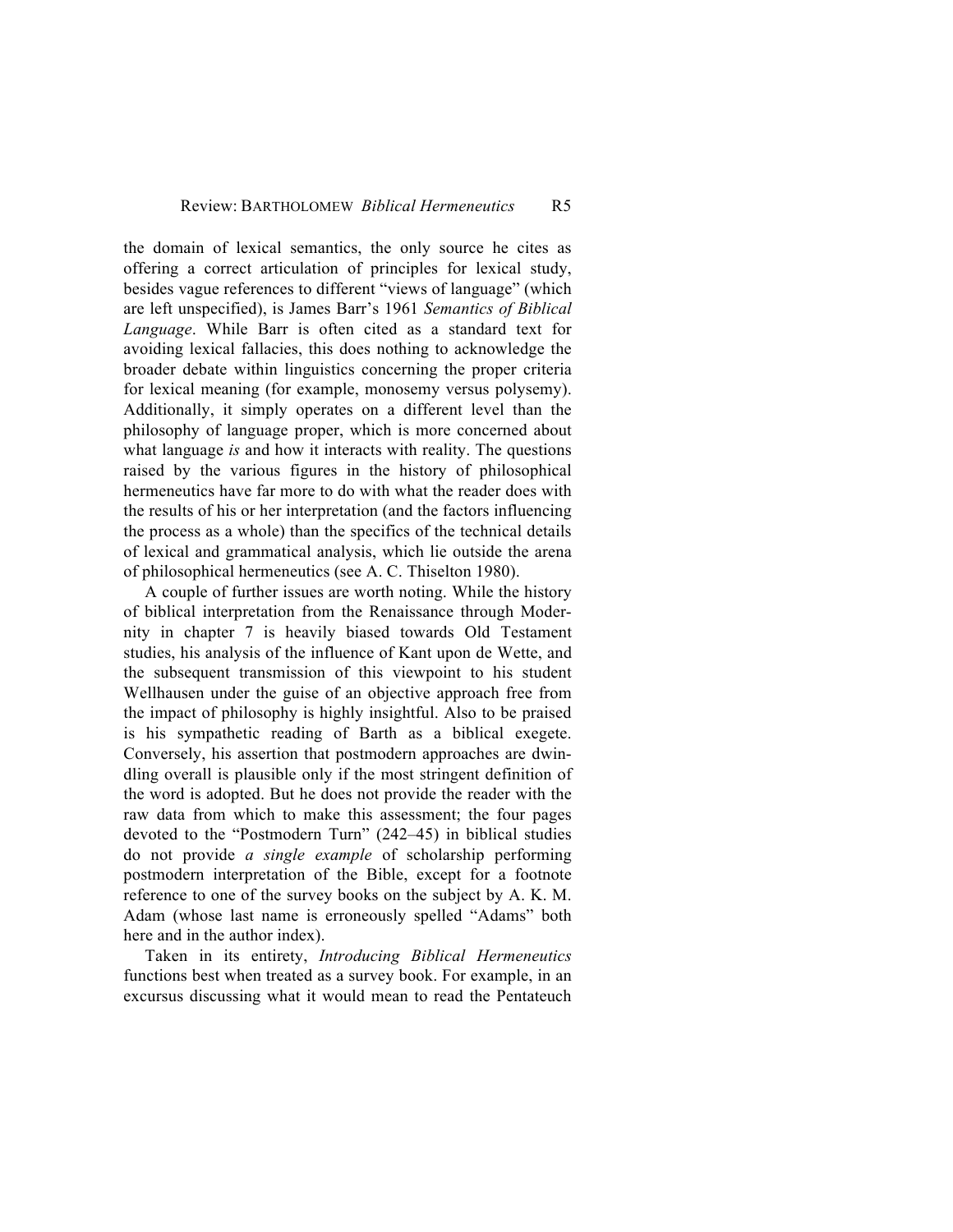the domain of lexical semantics, the only source he cites as offering a correct articulation of principles for lexical study, besides vague references to different "views of language" (which are left unspecified), is James Barr's 1961 *Semantics of Biblical Language*. While Barr is often cited as a standard text for avoiding lexical fallacies, this does nothing to acknowledge the broader debate within linguistics concerning the proper criteria for lexical meaning (for example, monosemy versus polysemy). Additionally, it simply operates on a different level than the philosophy of language proper, which is more concerned about what language *is* and how it interacts with reality. The questions raised by the various figures in the history of philosophical hermeneutics have far more to do with what the reader does with the results of his or her interpretation (and the factors influencing the process as a whole) than the specifics of the technical details of lexical and grammatical analysis, which lie outside the arena of philosophical hermeneutics (see A. C. Thiselton 1980).

A couple of further issues are worth noting. While the history of biblical interpretation from the Renaissance through Modernity in chapter 7 is heavily biased towards Old Testament studies, his analysis of the influence of Kant upon de Wette, and the subsequent transmission of this viewpoint to his student Wellhausen under the guise of an objective approach free from the impact of philosophy is highly insightful. Also to be praised is his sympathetic reading of Barth as a biblical exegete. Conversely, his assertion that postmodern approaches are dwindling overall is plausible only if the most stringent definition of the word is adopted. But he does not provide the reader with the raw data from which to make this assessment; the four pages devoted to the "Postmodern Turn" (242–45) in biblical studies do not provide *a single example* of scholarship performing postmodern interpretation of the Bible, except for a footnote reference to one of the survey books on the subject by A. K. M. Adam (whose last name is erroneously spelled "Adams" both here and in the author index).

Taken in its entirety, *Introducing Biblical Hermeneutics* functions best when treated as a survey book. For example, in an excursus discussing what it would mean to read the Pentateuch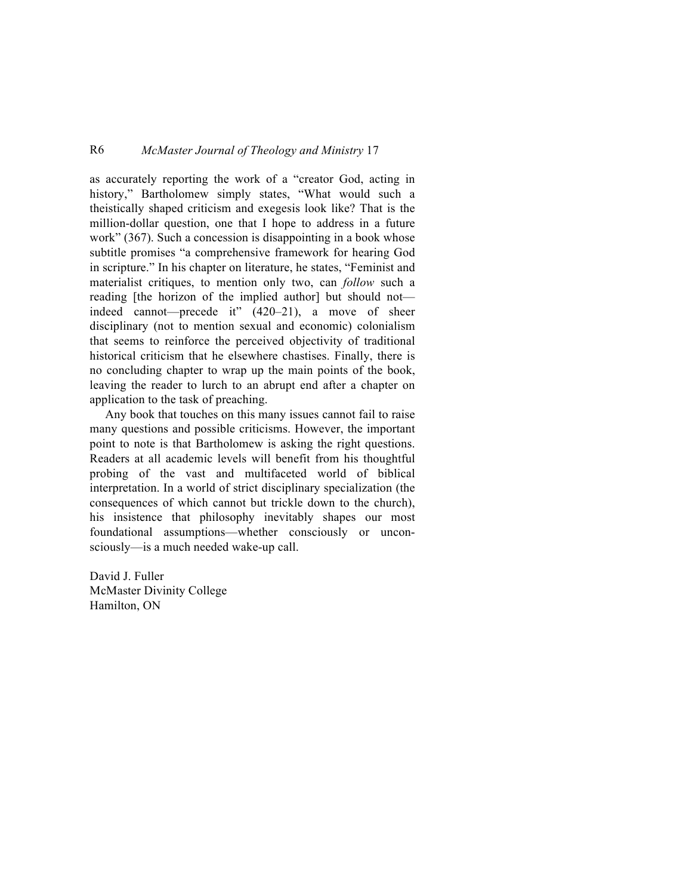as accurately reporting the work of a "creator God, acting in history," Bartholomew simply states, "What would such a theistically shaped criticism and exegesis look like? That is the million-dollar question, one that I hope to address in a future work" (367). Such a concession is disappointing in a book whose subtitle promises "a comprehensive framework for hearing God in scripture." In his chapter on literature, he states, "Feminist and materialist critiques, to mention only two, can *follow* such a reading [the horizon of the implied author] but should not—indeed cannot—precede it" (420–21), a move of sheer disciplinary (not to mention sexual and economic) colonialism that seems to reinforce the perceived objectivity of traditional historical criticism that he elsewhere chastises. Finally, there is no concluding chapter to wrap up the main points of the book, leaving the reader to lurch to an abrupt end after a chapter on application to the task of preaching.

Any book that touches on this many issues cannot fail to raise many questions and possible criticisms. However, the important point to note is that Bartholomew is asking the right questions. Readers at all academic levels will benefit from his thoughtful probing of the vast and multifaceted world of biblical interpretation. In a world of strict disciplinary specialization (the consequences of which cannot but trickle down to the church), his insistence that philosophy inevitably shapes our most foundational assumptions—whether consciously or unconsciously—is a much needed wake-up call.

David J. Fuller
McMaster Divinity College
Hamilton, ON